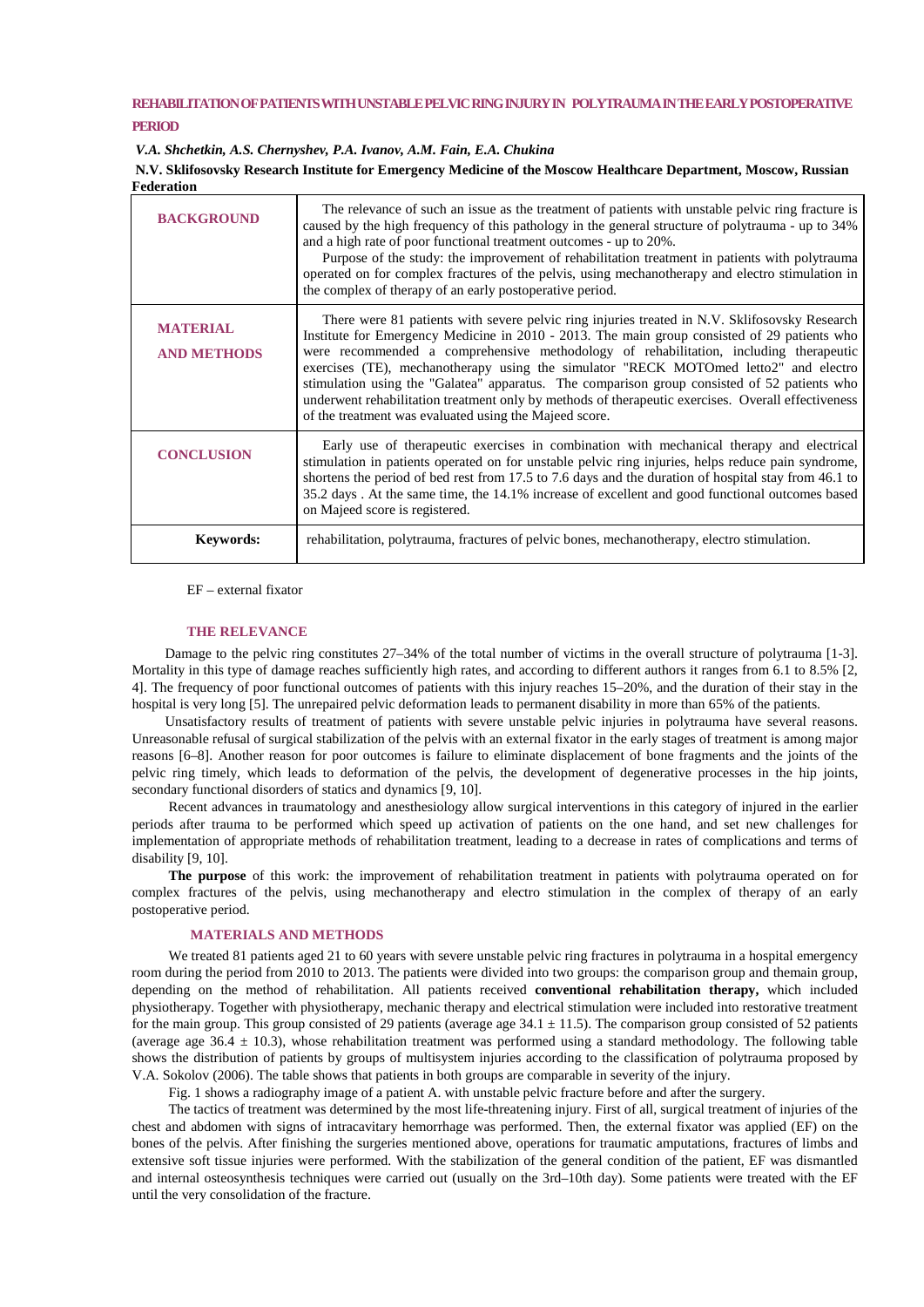**REHABILITATION OF PATIENTS WITH UNSTABLE PELVIC RING INJURY IN POLYTRAUMA IN THE EARLY POSTOPERATIVE PERIOD**

*V.A. Shchetkin, A.S. Chernyshev, P.A. Ivanov, A.M. Fain, E.A. Chukina*

**N.V. Sklifosovsky Research Institute for Emergency Medicine of the Moscow Healthcare Department, Moscow, Russian Federation**

| | |
|---|---|
| **BACKGROUND** | The relevance of such an issue as the treatment of patients with unstable pelvic ring fracture is caused by the high frequency of this pathology in the general structure of polytrauma - up to 34% and a high rate of poor functional treatment outcomes - up to 20%. Purpose of the study: the improvement of rehabilitation treatment in patients with polytrauma operated on for complex fractures of the pelvis, using mechanotherapy and electro stimulation in the complex of therapy of an early postoperative period. |
| **MATERIAL AND METHODS** | There were 81 patients with severe pelvic ring injuries treated in N.V. Sklifosovsky Research Institute for Emergency Medicine in 2010 - 2013. The main group consisted of 29 patients who were recommended a comprehensive methodology of rehabilitation, including therapeutic exercises (TE), mechanotherapy using the simulator "RECK MOTOmed letto2" and electro stimulation using the "Galatea" apparatus. The comparison group consisted of 52 patients who underwent rehabilitation treatment only by methods of therapeutic exercises. Overall effectiveness of the treatment was evaluated using the Majeed score. |
| **CONCLUSION** | Early use of therapeutic exercises in combination with mechanical therapy and electrical stimulation in patients operated on for unstable pelvic ring injuries, helps reduce pain syndrome, shortens the period of bed rest from 17.5 to 7.6 days and the duration of hospital stay from 46.1 to 35.2 days . At the same time, the 14.1% increase of excellent and good functional outcomes based on Majeed score is registered. |
| **Keywords:** | rehabilitation, polytrauma, fractures of pelvic bones, mechanotherapy, electro stimulation. |

EF – external fixator

## THE RELEVANCE

Damage to the pelvic ring constitutes 27–34% of the total number of victims in the overall structure of polytrauma [1-3]. Mortality in this type of damage reaches sufficiently high rates, and according to different authors it ranges from 6.1 to 8.5% [2, 4]. The frequency of poor functional outcomes of patients with this injury reaches 15–20%, and the duration of their stay in the hospital is very long [5]. The unrepaired pelvic deformation leads to permanent disability in more than 65% of the patients.

Unsatisfactory results of treatment of patients with severe unstable pelvic injuries in polytrauma have several reasons. Unreasonable refusal of surgical stabilization of the pelvis with an external fixator in the early stages of treatment is among major reasons [6–8]. Another reason for poor outcomes is failure to eliminate displacement of bone fragments and the joints of the pelvic ring timely, which leads to deformation of the pelvis, the development of degenerative processes in the hip joints, secondary functional disorders of statics and dynamics [9, 10].

Recent advances in traumatology and anesthesiology allow surgical interventions in this category of injured in the earlier periods after trauma to be performed which speed up activation of patients on the one hand, and set new challenges for implementation of appropriate methods of rehabilitation treatment, leading to a decrease in rates of complications and terms of disability [9, 10].

**The purpose** of this work: the improvement of rehabilitation treatment in patients with polytrauma operated on for complex fractures of the pelvis, using mechanotherapy and electro stimulation in the complex of therapy of an early postoperative period.

## MATERIALS AND METHODS

We treated 81 patients aged 21 to 60 years with severe unstable pelvic ring fractures in polytrauma in a hospital emergency room during the period from 2010 to 2013. The patients were divided into two groups: the comparison group and themain group, depending on the method of rehabilitation. All patients received **conventional rehabilitation therapy,** which included physiotherapy. Together with physiotherapy, mechanic therapy and electrical stimulation were included into restorative treatment for the main group. This group consisted of 29 patients (average age $34.1 \pm 11.5$). The comparison group consisted of 52 patients (average age $36.4 \pm 10.3$), whose rehabilitation treatment was performed using a standard methodology. The following table shows the distribution of patients by groups of multisystem injuries according to the classification of polytrauma proposed by V.A. Sokolov (2006). The table shows that patients in both groups are comparable in severity of the injury.

Fig. 1 shows a radiography image of a patient A. with unstable pelvic fracture before and after the surgery.

The tactics of treatment was determined by the most life-threatening injury. First of all, surgical treatment of injuries of the chest and abdomen with signs of intracavitary hemorrhage was performed. Then, the external fixator was applied (EF) on the bones of the pelvis. After finishing the surgeries mentioned above, operations for traumatic amputations, fractures of limbs and extensive soft tissue injuries were performed. With the stabilization of the general condition of the patient, EF was dismantled and internal osteosynthesis techniques were carried out (usually on the 3rd–10th day). Some patients were treated with the EF until the very consolidation of the fracture.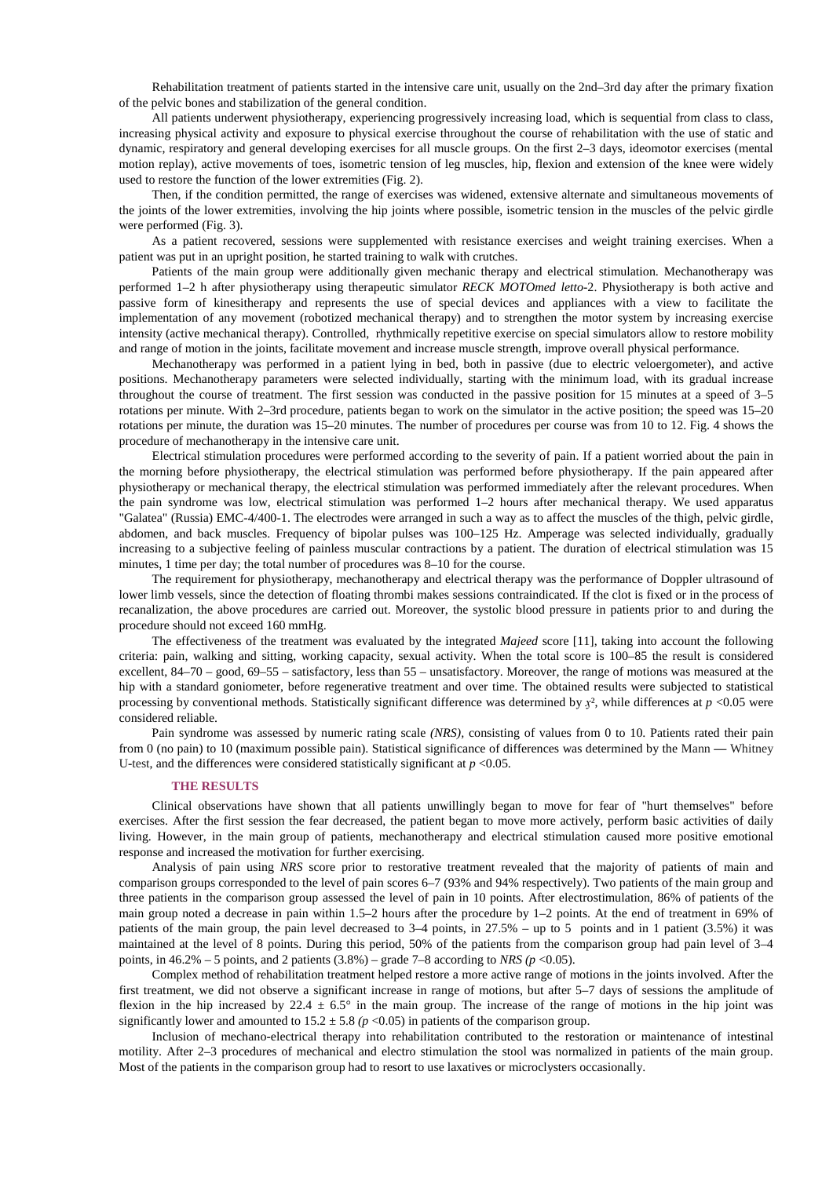Rehabilitation treatment of patients started in the intensive care unit, usually on the 2nd–3rd day after the primary fixation of the pelvic bones and stabilization of the general condition.

All patients underwent physiotherapy, experiencing progressively increasing load, which is sequential from class to class, increasing physical activity and exposure to physical exercise throughout the course of rehabilitation with the use of static and dynamic, respiratory and general developing exercises for all muscle groups. On the first 2–3 days, ideomotor exercises (mental motion replay), active movements of toes, isometric tension of leg muscles, hip, flexion and extension of the knee were widely used to restore the function of the lower extremities (Fig. 2).

Then, if the condition permitted, the range of exercises was widened, extensive alternate and simultaneous movements of the joints of the lower extremities, involving the hip joints where possible, isometric tension in the muscles of the pelvic girdle were performed (Fig. 3).

As a patient recovered, sessions were supplemented with resistance exercises and weight training exercises. When a patient was put in an upright position, he started training to walk with crutches.

Patients of the main group were additionally given mechanic therapy and electrical stimulation. Mechanotherapy was performed 1–2 h after physiotherapy using therapeutic simulator *RECK MOTOmed letto*-2. Physiotherapy is both active and passive form of kinesitherapy and represents the use of special devices and appliances with a view to facilitate the implementation of any movement (robotized mechanical therapy) and to strengthen the motor system by increasing exercise intensity (active mechanical therapy). Controlled, rhythmically repetitive exercise on special simulators allow to restore mobility and range of motion in the joints, facilitate movement and increase muscle strength, improve overall physical performance.

Mechanotherapy was performed in a patient lying in bed, both in passive (due to electric veloergometer), and active positions. Mechanotherapy parameters were selected individually, starting with the minimum load, with its gradual increase throughout the course of treatment. The first session was conducted in the passive position for 15 minutes at a speed of 3–5 rotations per minute. With 2–3rd procedure, patients began to work on the simulator in the active position; the speed was 15–20 rotations per minute, the duration was 15–20 minutes. The number of procedures per course was from 10 to 12. Fig. 4 shows the procedure of mechanotherapy in the intensive care unit.

Electrical stimulation procedures were performed according to the severity of pain. If a patient worried about the pain in the morning before physiotherapy, the electrical stimulation was performed before physiotherapy. If the pain appeared after physiotherapy or mechanical therapy, the electrical stimulation was performed immediately after the relevant procedures. When the pain syndrome was low, electrical stimulation was performed 1–2 hours after mechanical therapy. We used apparatus "Galatea" (Russia) EMC-4/400-1. The electrodes were arranged in such a way as to affect the muscles of the thigh, pelvic girdle, abdomen, and back muscles. Frequency of bipolar pulses was 100–125 Hz. Amperage was selected individually, gradually increasing to a subjective feeling of painless muscular contractions by a patient. The duration of electrical stimulation was 15 minutes, 1 time per day; the total number of procedures was 8–10 for the course.

The requirement for physiotherapy, mechanotherapy and electrical therapy was the performance of Doppler ultrasound of lower limb vessels, since the detection of floating thrombi makes sessions contraindicated. If the clot is fixed or in the process of recanalization, the above procedures are carried out. Moreover, the systolic blood pressure in patients prior to and during the procedure should not exceed 160 mmHg.

The effectiveness of the treatment was evaluated by the integrated *Majeed* score [11], taking into account the following criteria: pain, walking and sitting, working capacity, sexual activity. When the total score is 100–85 the result is considered excellent, 84–70 – good, 69–55 – satisfactory, less than 55 – unsatisfactory. Moreover, the range of motions was measured at the hip with a standard goniometer, before regenerative treatment and over time. The obtained results were subjected to statistical processing by conventional methods. Statistically significant difference was determined by $\chi^2$, while differences at $p < 0.05$ were considered reliable.

Pain syndrome was assessed by numeric rating scale *(NRS)*, consisting of values from 0 to 10. Patients rated their pain from 0 (no pain) to 10 (maximum possible pain). Statistical significance of differences was determined by the Mann — Whitney U-test, and the differences were considered statistically significant at $p < 0.05$.

## THE RESULTS

Clinical observations have shown that all patients unwillingly began to move for fear of "hurt themselves" before exercises. After the first session the fear decreased, the patient began to move more actively, perform basic activities of daily living. However, in the main group of patients, mechanotherapy and electrical stimulation caused more positive emotional response and increased the motivation for further exercising.

Analysis of pain using *NRS* score prior to restorative treatment revealed that the majority of patients of main and comparison groups corresponded to the level of pain scores 6–7 (93% and 94% respectively). Two patients of the main group and three patients in the comparison group assessed the level of pain in 10 points. After electrostimulation, 86% of patients of the main group noted a decrease in pain within 1.5–2 hours after the procedure by 1–2 points. At the end of treatment in 69% of patients of the main group, the pain level decreased to 3–4 points, in 27.5% – up to 5 points and in 1 patient (3.5%) it was maintained at the level of 8 points. During this period, 50% of the patients from the comparison group had pain level of 3–4 points, in 46.2% – 5 points, and 2 patients (3.8%) – grade 7–8 according to *NRS* ($p < 0.05$).

Complex method of rehabilitation treatment helped restore a more active range of motions in the joints involved. After the first treatment, we did not observe a significant increase in range of motions, but after 5–7 days of sessions the amplitude of flexion in the hip increased by $22.4 \pm 6.5°$ in the main group. The increase of the range of motions in the hip joint was significantly lower and amounted to $15.2 \pm 5.8$ ($p < 0.05$) in patients of the comparison group.

Inclusion of mechano-electrical therapy into rehabilitation contributed to the restoration or maintenance of intestinal motility. After 2–3 procedures of mechanical and electro stimulation the stool was normalized in patients of the main group. Most of the patients in the comparison group had to resort to use laxatives or microclysters occasionally.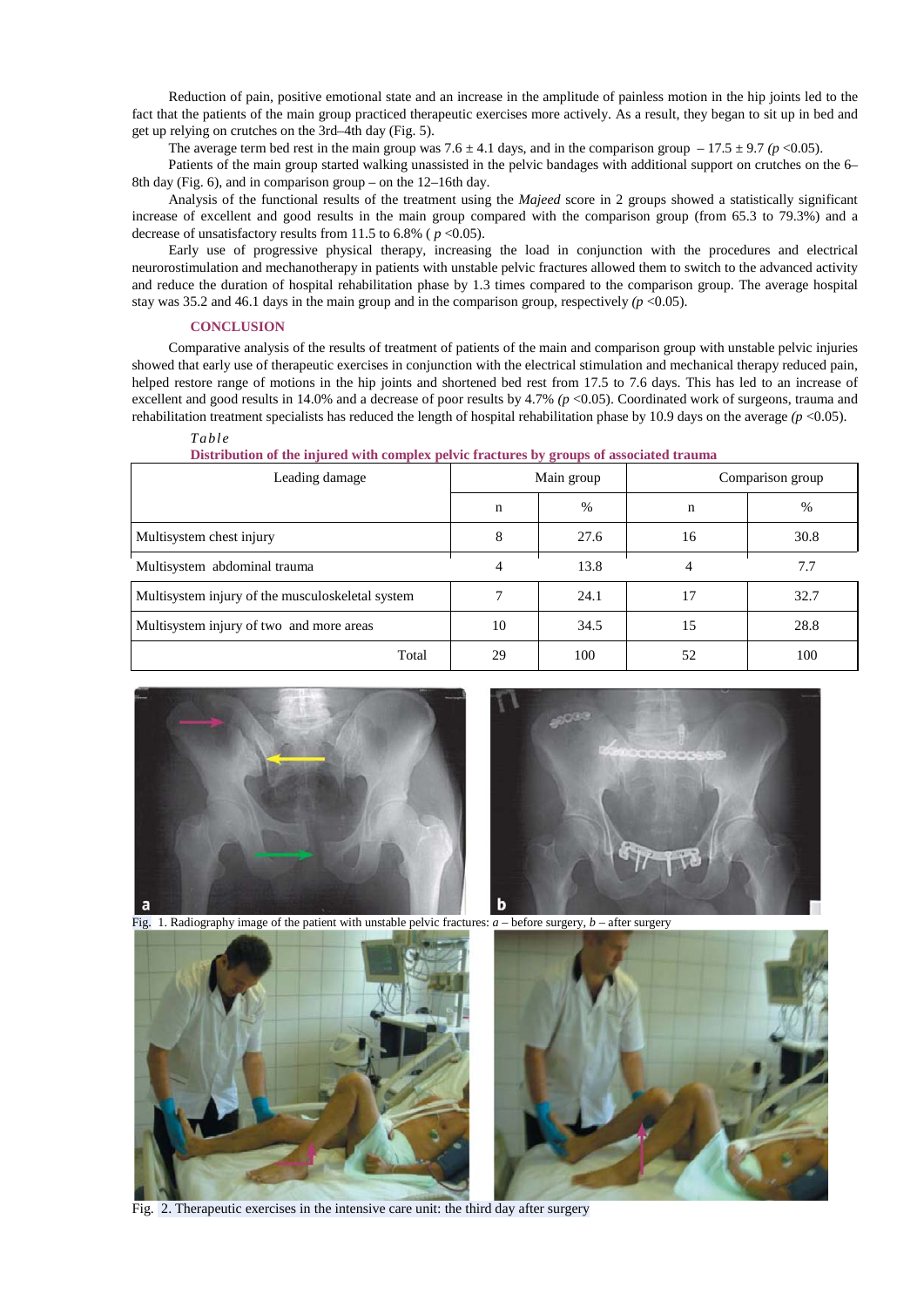Reduction of pain, positive emotional state and an increase in the amplitude of painless motion in the hip joints led to the fact that the patients of the main group practiced therapeutic exercises more actively. As a result, they began to sit up in bed and get up relying on crutches on the 3rd–4th day (Fig. 5).

The average term bed rest in the main group was 7.6 ± 4.1 days, and in the comparison group – 17.5 ± 9.7 ($p$ <0.05).

Patients of the main group started walking unassisted in the pelvic bandages with additional support on crutches on the 6–8th day (Fig. 6), and in comparison group – on the 12–16th day.

Analysis of the functional results of the treatment using the *Majeed* score in 2 groups showed a statistically significant increase of excellent and good results in the main group compared with the comparison group (from 65.3 to 79.3%) and a decrease of unsatisfactory results from 11.5 to 6.8% ( $p$ <0.05).

Early use of progressive physical therapy, increasing the load in conjunction with the procedures and electrical neurostimulation and mechanotherapy in patients with unstable pelvic fractures allowed them to switch to the advanced activity and reduce the duration of hospital rehabilitation phase by 1.3 times compared to the comparison group. The average hospital stay was 35.2 and 46.1 days in the main group and in the comparison group, respectively ($p$ <0.05).

## CONCLUSION

Comparative analysis of the results of treatment of patients of the main and comparison group with unstable pelvic injuries showed that early use of therapeutic exercises in conjunction with the electrical stimulation and mechanical therapy reduced pain, helped restore range of motions in the hip joints and shortened bed rest from 17.5 to 7.6 days. This has led to an increase of excellent and good results in 14.0% and a decrease of poor results by 4.7% ($p$ <0.05). Coordinated work of surgeons, trauma and rehabilitation treatment specialists has reduced the length of hospital rehabilitation phase by 10.9 days on the average ($p$ <0.05).

*Table*

**Distribution of the injured with complex pelvic fractures by groups of associated trauma**

| Leading damage | Main group | | Comparison group | |
|---|---|---|---|---|
| | n | % | n | % |
| Multisystem chest injury | 8 | 27.6 | 16 | 30.8 |
| Multisystem abdominal trauma | 4 | 13.8 | 4 | 7.7 |
| Multisystem injury of the musculoskeletal system | 7 | 24.1 | 17 | 32.7 |
| Multisystem injury of two and more areas | 10 | 34.5 | 15 | 28.8 |
| Total | 29 | 100 | 52 | 100 |

Fig. 1. Radiography image of the patient with unstable pelvic fractures: *a* – before surgery, *b* – after surgery

Fig. 2. Therapeutic exercises in the intensive care unit: the third day after surgery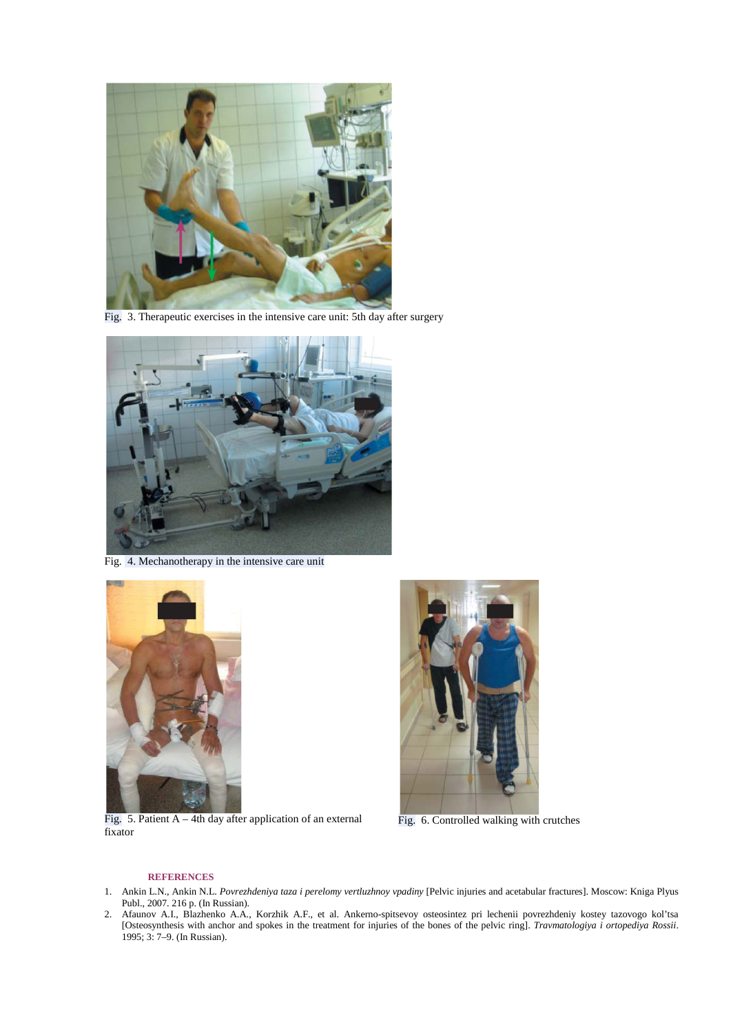Fig. 3. Therapeutic exercises in the intensive care unit: 5th day after surgery

Fig. 4. Mechanotherapy in the intensive care unit

Fig. 5. Patient A – 4th day after application of an external fixator

Fig. 6. Controlled walking with crutches

## REFERENCES

1. Ankin L.N., Ankin N.L. *Povrezhdeniya taza i perelomy vertluzhnoy vpadiny* [Pelvic injuries and acetabular fractures]. Moscow: Kniga Plyus Publ., 2007. 216 p. (In Russian).
2. Afaunov A.I., Blazhenko A.A., Korzhik A.F., et al. Ankerno-spitsevoy osteosintez pri lechenii povrezhdeniy kostey tazovogo kol'tsa [Osteosynthesis with anchor and spokes in the treatment for injuries of the bones of the pelvic ring]. *Travmatologiya i ortopediya Rossii*. 1995; 3: 7–9. (In Russian).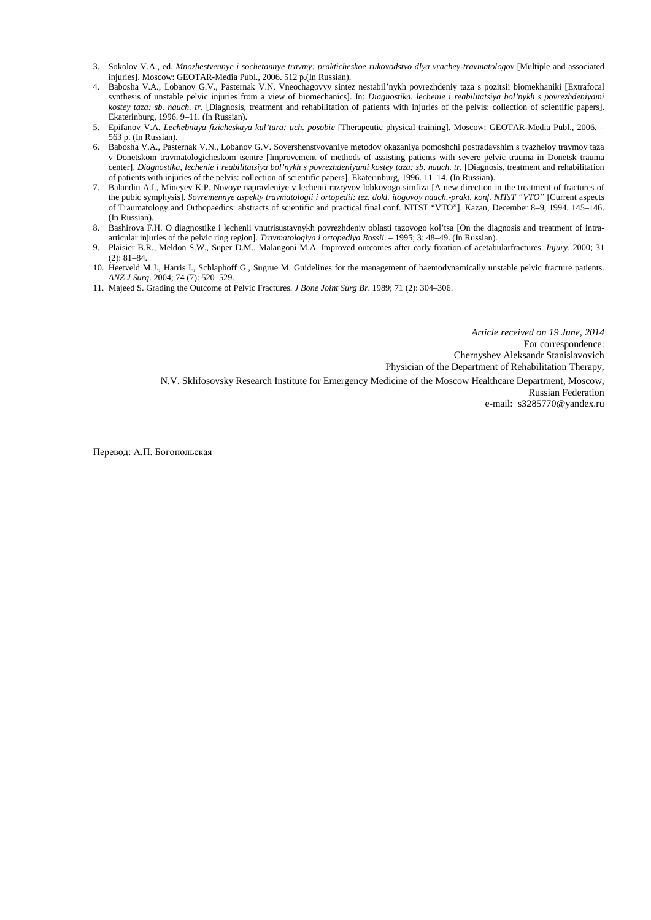3. Sokolov V.A., ed. *Mnozhestvennye i sochetannye travmy: prakticheskoe rukovodstvo dlya vrachey-travmatologov* [Multiple and associated injuries]. Moscow: GEOTAR-Media Publ., 2006. 512 p.(In Russian).
4. Babosha V.A., Lobanov G.V., Pasternak V.N. Vneochagovyy sintez nestabil'nykh povrezhdeniy taza s pozitsii biomekhaniki [Extrafocal synthesis of unstable pelvic injuries from a view of biomechanics]. In: *Diagnostika. lechenie i reabilitatsiya bol'nykh s povrezhdeniyami kostey taza: sb. nauch. tr.* [Diagnosis, treatment and rehabilitation of patients with injuries of the pelvis: collection of scientific papers]. Ekaterinburg, 1996. 9–11. (In Russian).
5. Epifanov V.A. *Lechebnaya fizicheskaya kul'tura: uch. posobie* [Therapeutic physical training]. Moscow: GEOTAR-Media Publ., 2006. – 563 p. (In Russian).
6. Babosha V.A., Pasternak V.N., Lobanov G.V. Sovershenstvovaniye metodov okazaniya pomoshchi postradavshim s tyazheloy travmoy taza v Donetskom travmatologicheskom tsentre [Improvement of methods of assisting patients with severe pelvic trauma in Donetsk trauma center]. *Diagnostika, lechenie i reabilitatsiya bol'nykh s povrezhdeniyami kostey taza: sb. nauch. tr.* [Diagnosis, treatment and rehabilitation of patients with injuries of the pelvis: collection of scientific papers]. Ekaterinburg, 1996. 11–14. (In Russian).
7. Balandin A.I., Mineyev K.P. Novoye napravleniye v lechenii razryvov lobkovogo simfiza [A new direction in the treatment of fractures of the pubic symphysis]. *Sovremennye aspekty travmatologii i ortopedii: tez. dokl. itogovoy nauch.-prakt. konf. NITsT "VTO"* [Current aspects of Traumatology and Orthopaedics: abstracts of scientific and practical final conf. NITST "VTO"]. Kazan, December 8–9, 1994. 145–146. (In Russian).
8. Bashirova F.H. O diagnostike i lechenii vnutrisustavnykh povrezhdeniy oblasti tazovogo kol'tsa [On the diagnosis and treatment of intra-articular injuries of the pelvic ring region]. *Travmatologiya i ortopediya Rossii*. – 1995; 3: 48–49. (In Russian).
9. Plaisier B.R., Meldon S.W., Super D.M., Malangoni M.A. Improved outcomes after early fixation of acetabularfractures. *Injury*. 2000; 31 (2): 81–84.
10. Heetveld M.J., Harris I., Schlaphoff G., Sugrue M. Guidelines for the management of haemodynamically unstable pelvic fracture patients. *ANZ J Surg*. 2004; 74 (7): 520–529.
11. Majeed S. Grading the Outcome of Pelvic Fractures. *J Bone Joint Surg Br*. 1989; 71 (2): 304–306.

*Article received on 19 June, 2014*
For correspondence:
Chernyshev Aleksandr Stanislavovich
Physician of the Department of Rehabilitation Therapy,
N.V. Sklifosovsky Research Institute for Emergency Medicine of the Moscow Healthcare Department, Moscow, Russian Federation
e-mail: s3285770@yandex.ru

Перевод: А.П. Богопольская